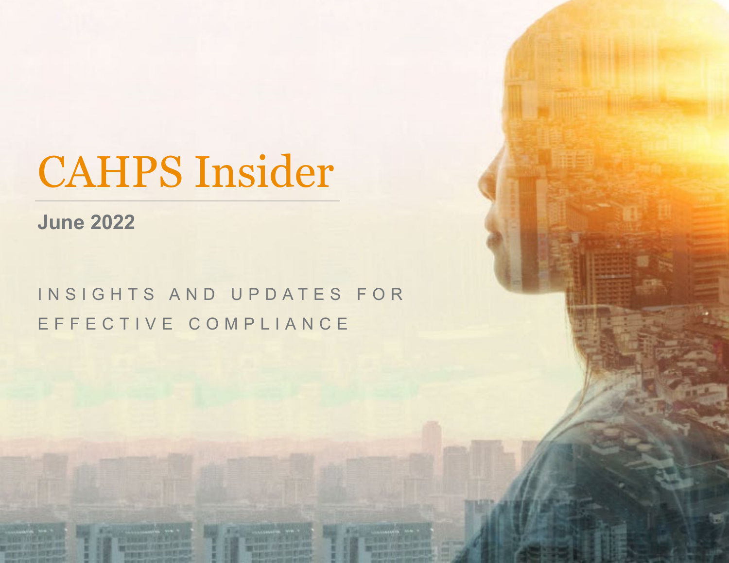# CAHPS Insider

**June 2022**

INSIGHTS AND UPDATES FOR EFFECTIVE COMPLIANCE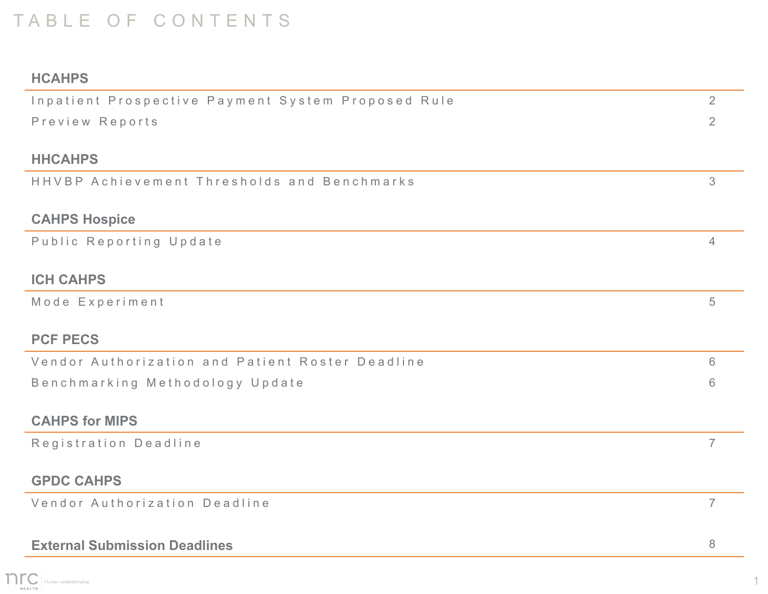# TABLE OF CONTENTS

## HCAHPS

| | |
|---|---|
| Inpatient Prospective Payment System Proposed Rule | 2 |
| Preview Reports | 2 |

## HHCAHPS

| | |
|---|---|
| HHVBP Achievement Thresholds and Benchmarks | 3 |

## CAHPS Hospice

| | |
|---|---|
| Public Reporting Update | 4 |

## ICH CAHPS

| | |
|---|---|
| Mode Experiment | 5 |

## PCF PECS

| | |
|---|---|
| Vendor Authorization and Patient Roster Deadline | 6 |
| Benchmarking Methodology Update | 6 |

## CAHPS for MIPS

| | |
|---|---|
| Registration Deadline | 7 |

## GPDC CAHPS

| | |
|---|---|
| Vendor Authorization Deadline | 7 |

## External Submission Deadlines — 8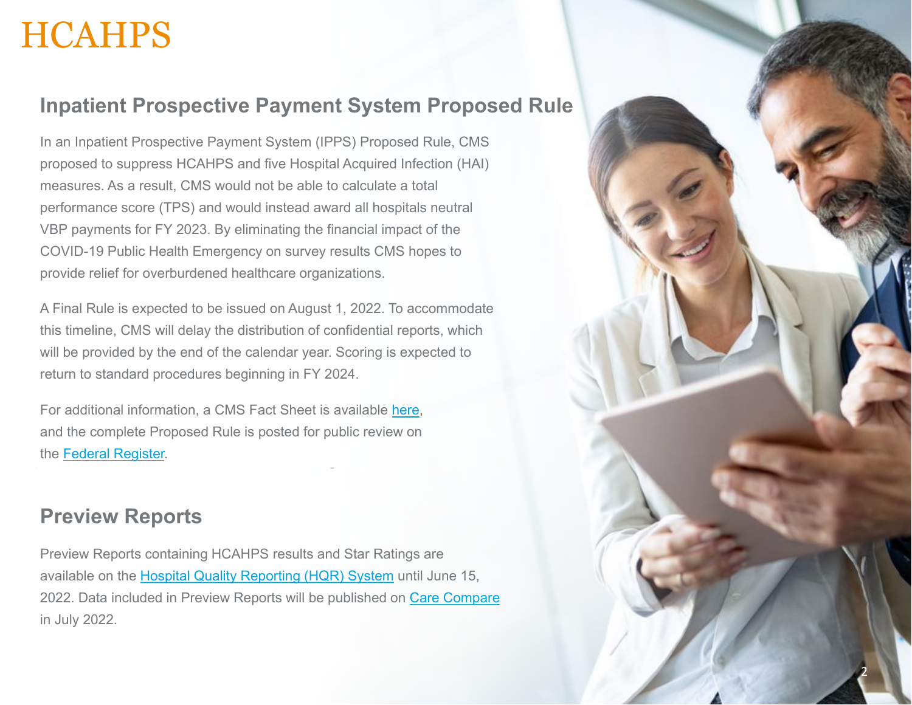# HCAHPS

## Inpatient Prospective Payment System Proposed Rule

In an Inpatient Prospective Payment System (IPPS) Proposed Rule, CMS proposed to suppress HCAHPS and five Hospital Acquired Infection (HAI) measures. As a result, CMS would not be able to calculate a total performance score (TPS) and would instead award all hospitals neutral VBP payments for FY 2023. By eliminating the financial impact of the COVID-19 Public Health Emergency on survey results CMS hopes to provide relief for overburdened healthcare organizations.

A Final Rule is expected to be issued on August 1, 2022. To accommodate this timeline, CMS will delay the distribution of confidential reports, which will be provided by the end of the calendar year. Scoring is expected to return to standard procedures beginning in FY 2024.

For additional information, a CMS Fact Sheet is available here, and the complete Proposed Rule is posted for public review on the Federal Register.

## Preview Reports

Preview Reports containing HCAHPS results and Star Ratings are available on the Hospital Quality Reporting (HQR) System until June 15, 2022. Data included in Preview Reports will be published on Care Compare in July 2022.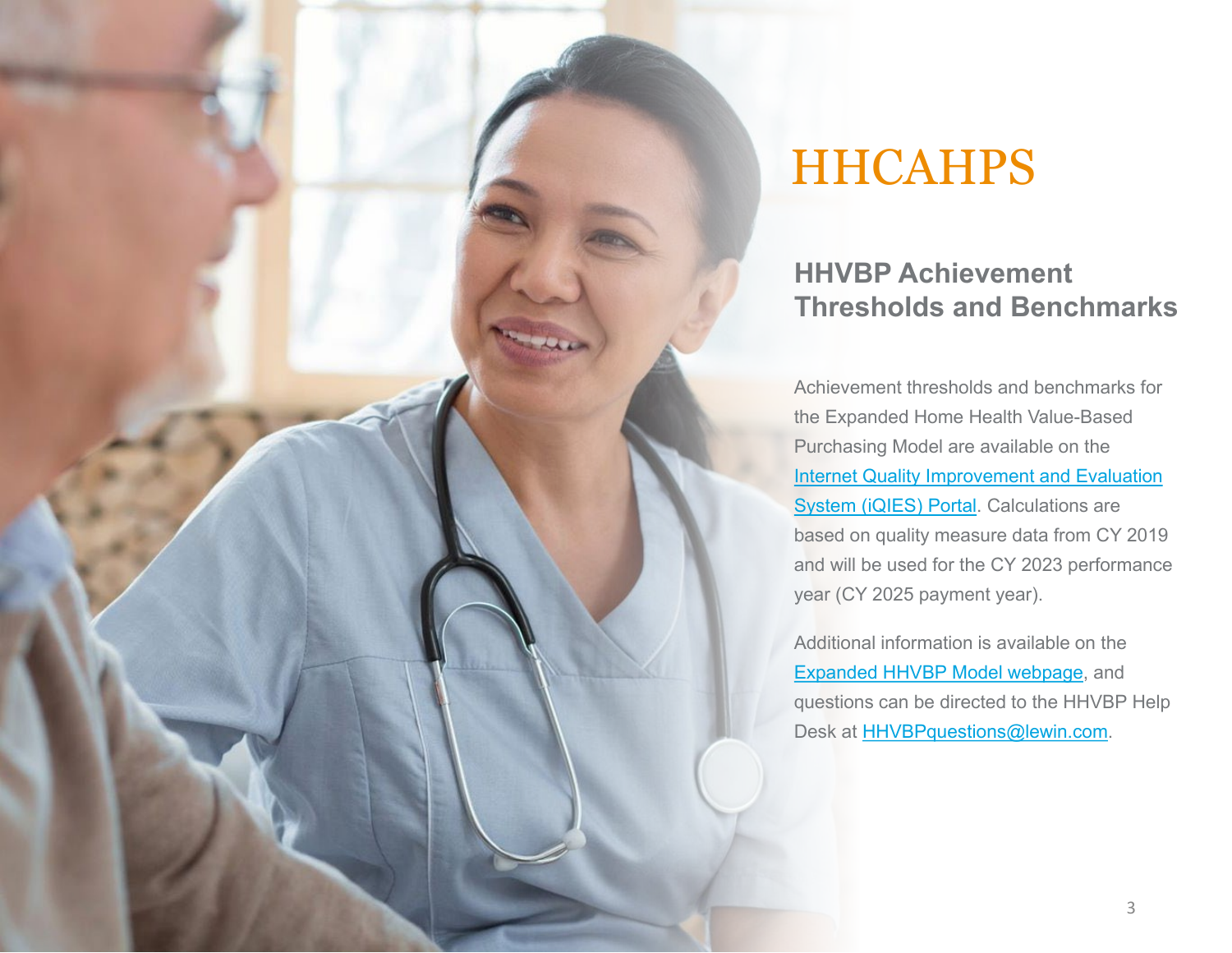# HHCAHPS

## HHVBP Achievement Thresholds and Benchmarks

Achievement thresholds and benchmarks for the Expanded Home Health Value-Based Purchasing Model are available on the Internet Quality Improvement and Evaluation System (iQIES) Portal. Calculations are based on quality measure data from CY 2019 and will be used for the CY 2023 performance year (CY 2025 payment year).

Additional information is available on the Expanded HHVBP Model webpage, and questions can be directed to the HHVBP Help Desk at HHVBPquestions@lewin.com.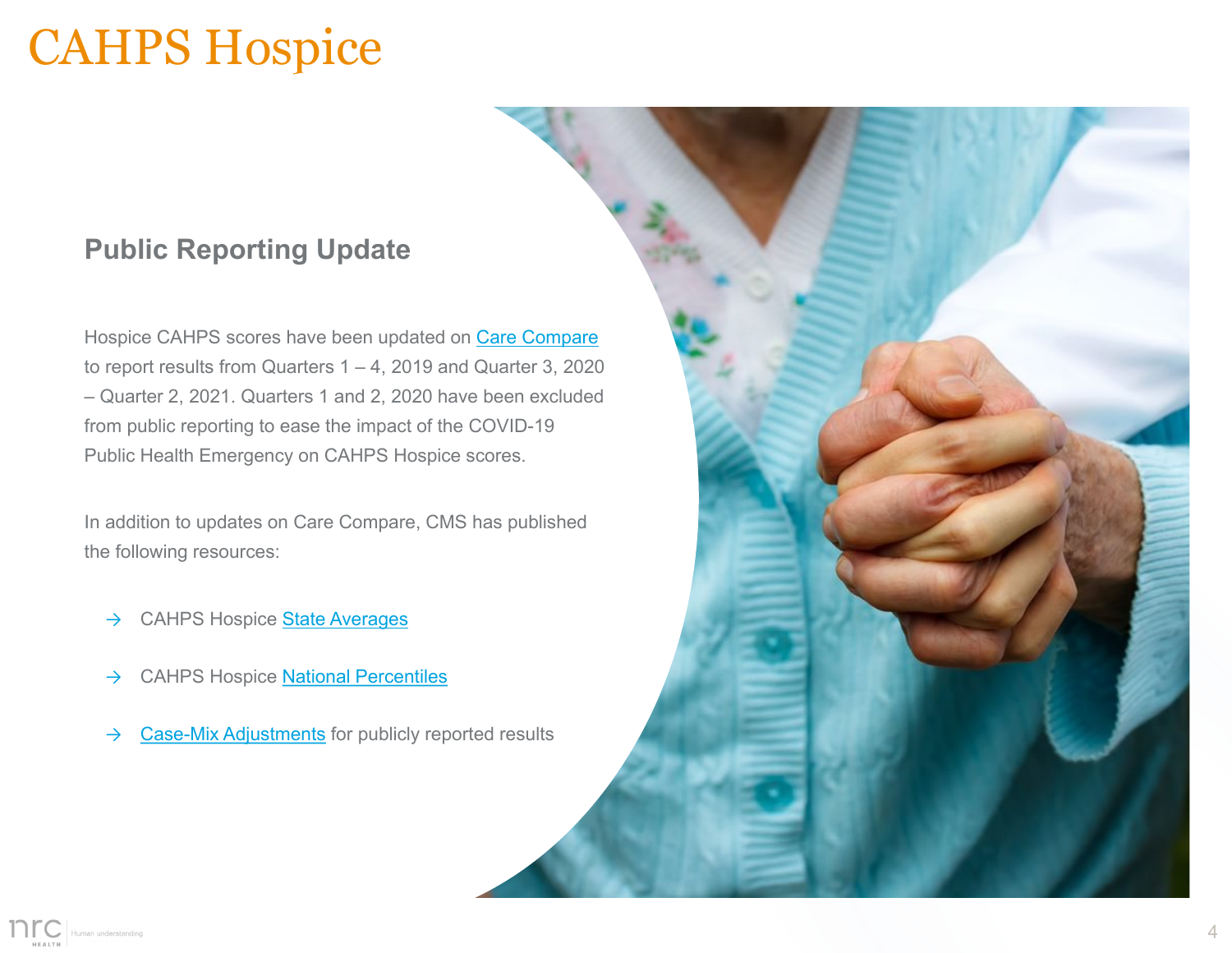# CAHPS Hospice

## Public Reporting Update

Hospice CAHPS scores have been updated on Care Compare to report results from Quarters 1 – 4, 2019 and Quarter 3, 2020 – Quarter 2, 2021. Quarters 1 and 2, 2020 have been excluded from public reporting to ease the impact of the COVID-19 Public Health Emergency on CAHPS Hospice scores.

In addition to updates on Care Compare, CMS has published the following resources:

- CAHPS Hospice State Averages
- CAHPS Hospice National Percentiles
- Case-Mix Adjustments for publicly reported results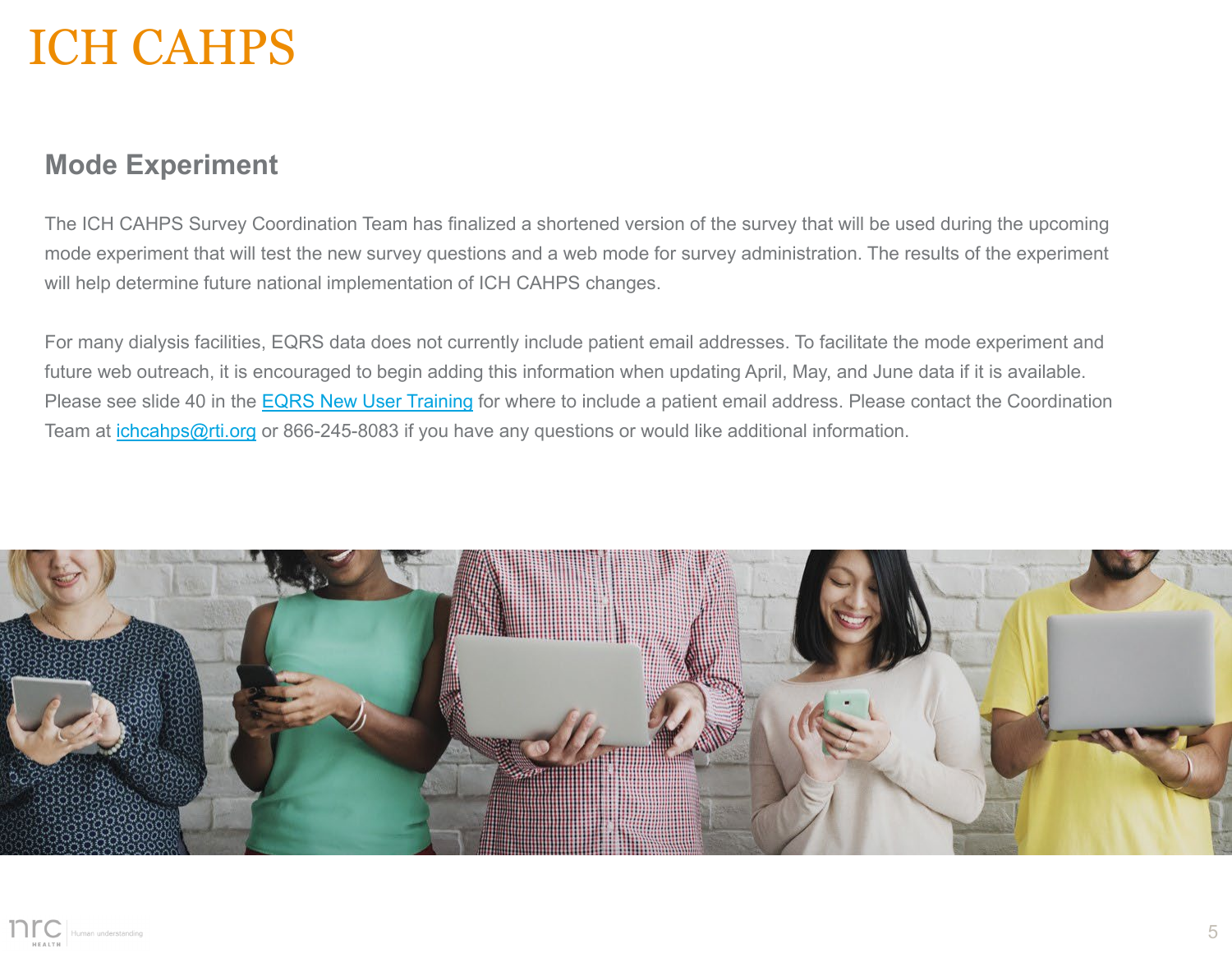# ICH CAHPS

## Mode Experiment

The ICH CAHPS Survey Coordination Team has finalized a shortened version of the survey that will be used during the upcoming mode experiment that will test the new survey questions and a web mode for survey administration. The results of the experiment will help determine future national implementation of ICH CAHPS changes.

For many dialysis facilities, EQRS data does not currently include patient email addresses. To facilitate the mode experiment and future web outreach, it is encouraged to begin adding this information when updating April, May, and June data if it is available. Please see slide 40 in the EQRS New User Training for where to include a patient email address. Please contact the Coordination Team at ichcahps@rti.org or 866-245-8083 if you have any questions or would like additional information.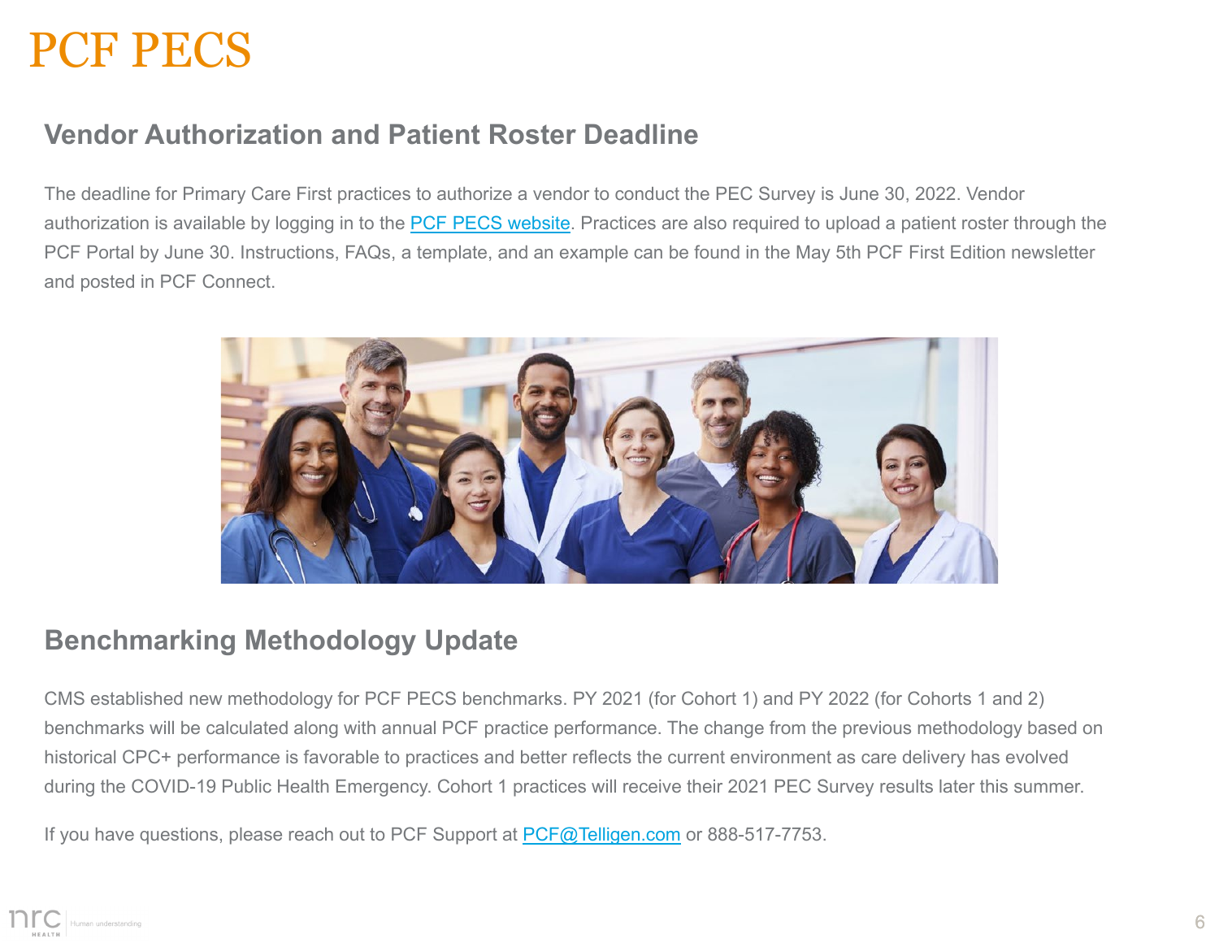# PCF PECS

## Vendor Authorization and Patient Roster Deadline

The deadline for Primary Care First practices to authorize a vendor to conduct the PEC Survey is June 30, 2022. Vendor authorization is available by logging in to the PCF PECS website. Practices are also required to upload a patient roster through the PCF Portal by June 30. Instructions, FAQs, a template, and an example can be found in the May 5th PCF First Edition newsletter and posted in PCF Connect.

## Benchmarking Methodology Update

CMS established new methodology for PCF PECS benchmarks. PY 2021 (for Cohort 1) and PY 2022 (for Cohorts 1 and 2) benchmarks will be calculated along with annual PCF practice performance. The change from the previous methodology based on historical CPC+ performance is favorable to practices and better reflects the current environment as care delivery has evolved during the COVID-19 Public Health Emergency. Cohort 1 practices will receive their 2021 PEC Survey results later this summer.

If you have questions, please reach out to PCF Support at PCF@Telligen.com or 888-517-7753.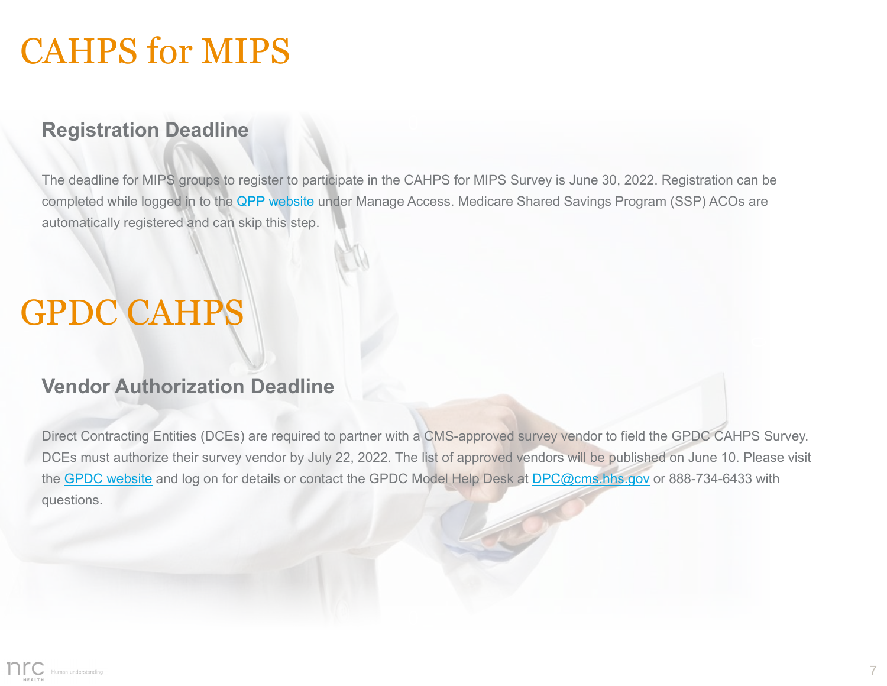# CAHPS for MIPS

## Registration Deadline

The deadline for MIPS groups to register to participate in the CAHPS for MIPS Survey is June 30, 2022. Registration can be completed while logged in to the QPP website under Manage Access. Medicare Shared Savings Program (SSP) ACOs are automatically registered and can skip this step.

# GPDC CAHPS

## Vendor Authorization Deadline

Direct Contracting Entities (DCEs) are required to partner with a CMS-approved survey vendor to field the GPDC CAHPS Survey. DCEs must authorize their survey vendor by July 22, 2022. The list of approved vendors will be published on June 10. Please visit the GPDC website and log on for details or contact the GPDC Model Help Desk at DPC@cms.hhs.gov or 888-734-6433 with questions.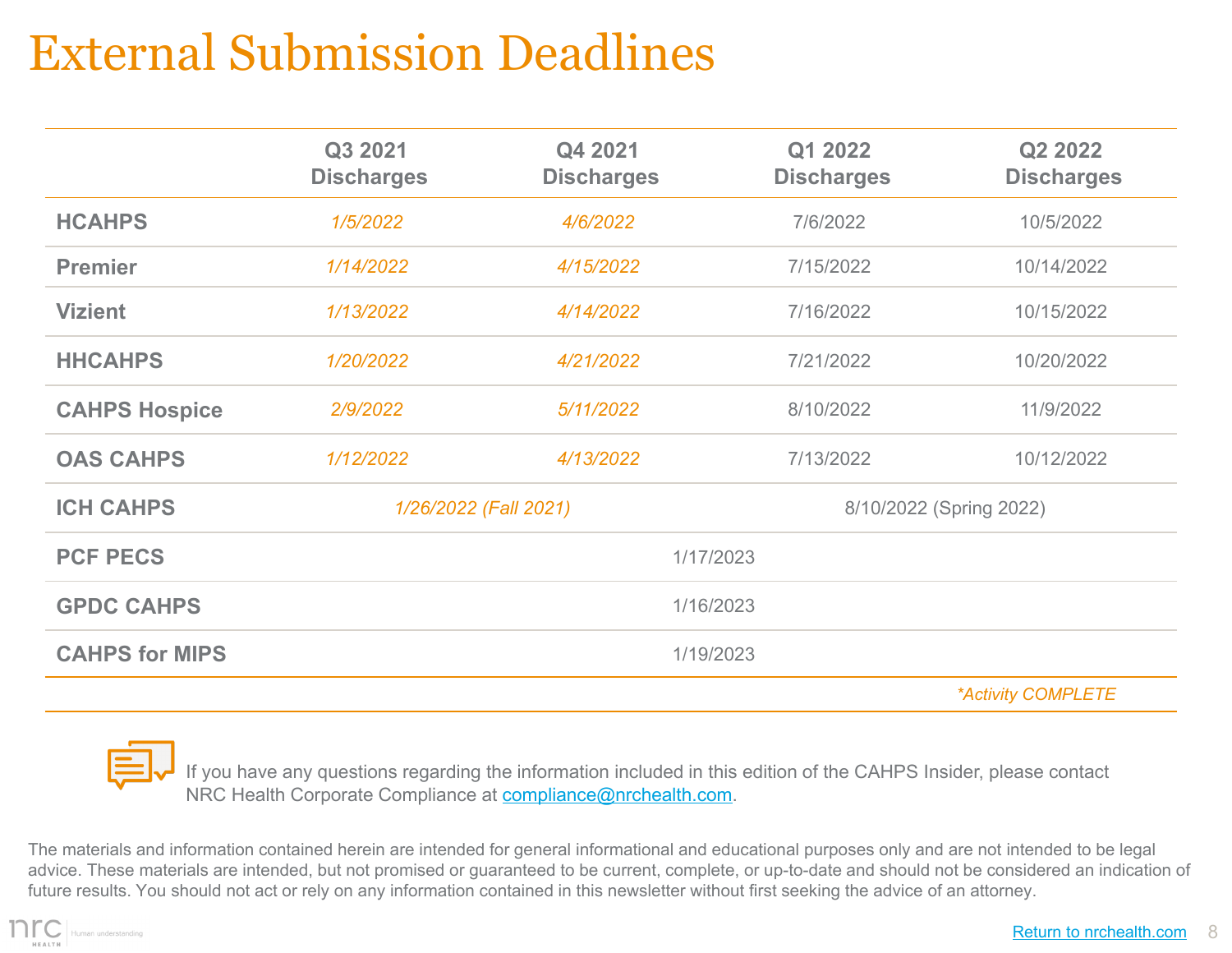# External Submission Deadlines

| | Q3 2021 Discharges | Q4 2021 Discharges | Q1 2022 Discharges | Q2 2022 Discharges |
|---|---|---|---|---|
| **HCAHPS** | *1/5/2022* | *4/6/2022* | 7/6/2022 | 10/5/2022 |
| **Premier** | *1/14/2022* | *4/15/2022* | 7/15/2022 | 10/14/2022 |
| **Vizient** | *1/13/2022* | *4/14/2022* | 7/16/2022 | 10/15/2022 |
| **HHCAHPS** | *1/20/2022* | *4/21/2022* | 7/21/2022 | 10/20/2022 |
| **CAHPS Hospice** | *2/9/2022* | *5/11/2022* | 8/10/2022 | 11/9/2022 |
| **OAS CAHPS** | *1/12/2022* | *4/13/2022* | 7/13/2022 | 10/12/2022 |
| **ICH CAHPS** | *1/26/2022 (Fall 2021)* | | 8/10/2022 (Spring 2022) | |
| **PCF PECS** | 1/17/2023 | | | |
| **GPDC CAHPS** | 1/16/2023 | | | |
| **CAHPS for MIPS** | 1/19/2023 | | | |

*\*Activity COMPLETE*

If you have any questions regarding the information included in this edition of the CAHPS Insider, please contact NRC Health Corporate Compliance at compliance@nrchealth.com.

The materials and information contained herein are intended for general informational and educational purposes only and are not intended to be legal advice. These materials are intended, but not promised or guaranteed to be current, complete, or up-to-date and should not be considered an indication of future results. You should not act or rely on any information contained in this newsletter without first seeking the advice of an attorney.

Return to nrchealth.com